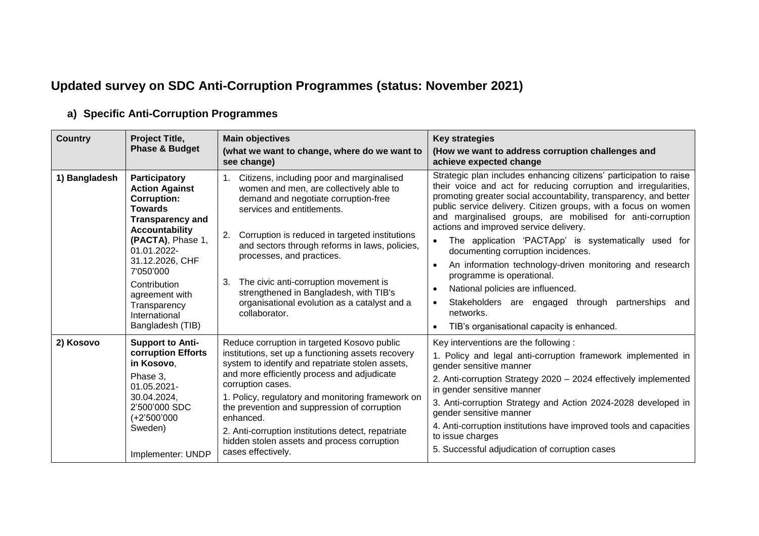# Updated survey on SDC Anti-Corruption Programmes (status: November 2021)

## a) Specific Anti-Corruption Programmes

| Country | Project Title, Phase & Budget | Main objectives (what we want to change, where do we want to see change) | Key strategies (How we want to address corruption challenges and achieve expected change |
|---|---|---|---|
| 1) Bangladesh | **Participatory Action Against Corruption: Towards Transparency and Accountability (PACTA)**, Phase 1, 01.01.2022-31.12.2026, CHF 7'050'000<br><br>Contribution agreement with Transparency International Bangladesh (TIB) | 1. Citizens, including poor and marginalised women and men, are collectively able to demand and negotiate corruption-free services and entitlements.<br><br>2. Corruption is reduced in targeted institutions and sectors through reforms in laws, policies, processes, and practices.<br><br>3. The civic anti-corruption movement is strengthened in Bangladesh, with TIB's organisational evolution as a catalyst and a collaborator. | Strategic plan includes enhancing citizens' participation to raise their voice and act for reducing corruption and irregularities, promoting greater social accountability, transparency, and better public service delivery. Citizen groups, with a focus on women and marginalised groups, are mobilised for anti-corruption actions and improved service delivery.<br>• The application 'PACTApp' is systematically used for documenting corruption incidences.<br>• An information technology-driven monitoring and research programme is operational.<br>• National policies are influenced.<br>• Stakeholders are engaged through partnerships and networks.<br>• TIB's organisational capacity is enhanced. |
| 2) Kosovo | **Support to Anti-corruption Efforts in Kosovo**,<br>Phase 3, 01.05.2021-30.04.2024, 2'500'000 SDC (+2'500'000 Sweden)<br><br>Implementer: UNDP | Reduce corruption in targeted Kosovo public institutions, set up a functioning assets recovery system to identify and repatriate stolen assets, and more efficiently process and adjudicate corruption cases.<br>1. Policy, regulatory and monitoring framework on the prevention and suppression of corruption enhanced.<br>2. Anti-corruption institutions detect, repatriate hidden stolen assets and process corruption cases effectively. | Key interventions are the following :<br>1. Policy and legal anti-corruption framework implemented in gender sensitive manner<br>2. Anti-corruption Strategy 2020 – 2024 effectively implemented in gender sensitive manner<br>3. Anti-corruption Strategy and Action 2024-2028 developed in gender sensitive manner<br>4. Anti-corruption institutions have improved tools and capacities to issue charges<br>5. Successful adjudication of corruption cases |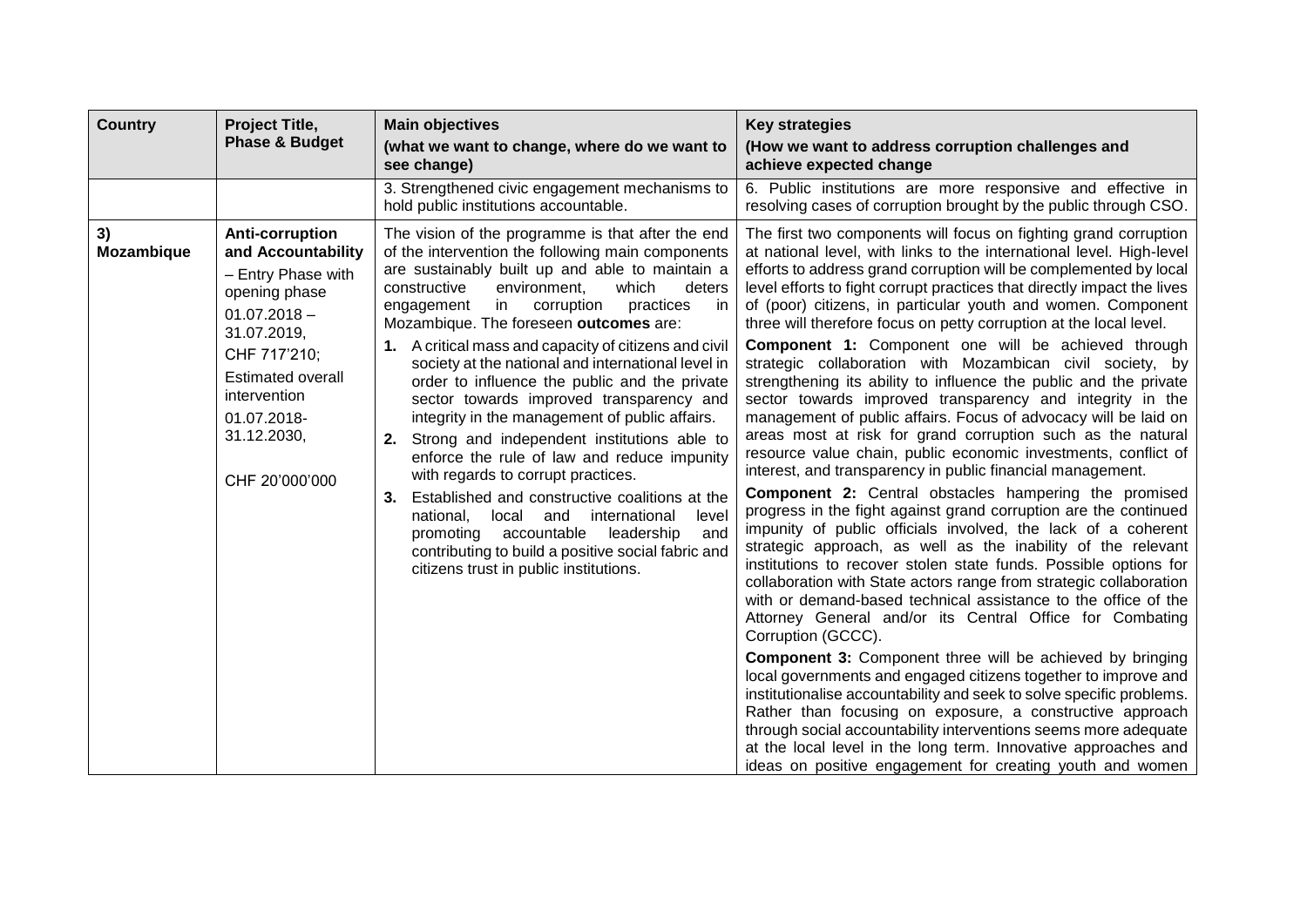| Country | Project Title, Phase & Budget | Main objectives (what we want to change, where do we want to see change) | Key strategies (How we want to address corruption challenges and achieve expected change |
| --- | --- | --- | --- |
| | | 3. Strengthened civic engagement mechanisms to hold public institutions accountable. | 6. Public institutions are more responsive and effective in resolving cases of corruption brought by the public through CSO. |
| **3) Mozambique** | **Anti-corruption and Accountability** – Entry Phase with opening phase 01.07.2018 – 31.07.2019, CHF 717'210; Estimated overall intervention 01.07.2018-31.12.2030, CHF 20'000'000 | The vision of the programme is that after the end of the intervention the following main components are sustainably built up and able to maintain a constructive environment, which deters engagement in corruption practices in Mozambique. The foreseen **outcomes** are:<br>**1.** A critical mass and capacity of citizens and civil society at the national and international level in order to influence the public and the private sector towards improved transparency and integrity in the management of public affairs.<br>**2.** Strong and independent institutions able to enforce the rule of law and reduce impunity with regards to corrupt practices.<br>**3.** Established and constructive coalitions at the national, local and international level promoting accountable leadership and contributing to build a positive social fabric and citizens trust in public institutions. | The first two components will focus on fighting grand corruption at national level, with links to the international level. High-level efforts to address grand corruption will be complemented by local level efforts to fight corrupt practices that directly impact the lives of (poor) citizens, in particular youth and women. Component three will therefore focus on petty corruption at the local level.<br>**Component 1:** Component one will be achieved through strategic collaboration with Mozambican civil society, by strengthening its ability to influence the public and the private sector towards improved transparency and integrity in the management of public affairs. Focus of advocacy will be laid on areas most at risk for grand corruption such as the natural resource value chain, public economic investments, conflict of interest, and transparency in public financial management.<br>**Component 2:** Central obstacles hampering the promised progress in the fight against grand corruption are the continued impunity of public officials involved, the lack of a coherent strategic approach, as well as the inability of the relevant institutions to recover stolen state funds. Possible options for collaboration with State actors range from strategic collaboration with or demand-based technical assistance to the office of the Attorney General and/or its Central Office for Combating Corruption (GCCC).<br>**Component 3:** Component three will be achieved by bringing local governments and engaged citizens together to improve and institutionalise accountability and seek to solve specific problems. Rather than focusing on exposure, a constructive approach through social accountability interventions seems more adequate at the local level in the long term. Innovative approaches and ideas on positive engagement for creating youth and women |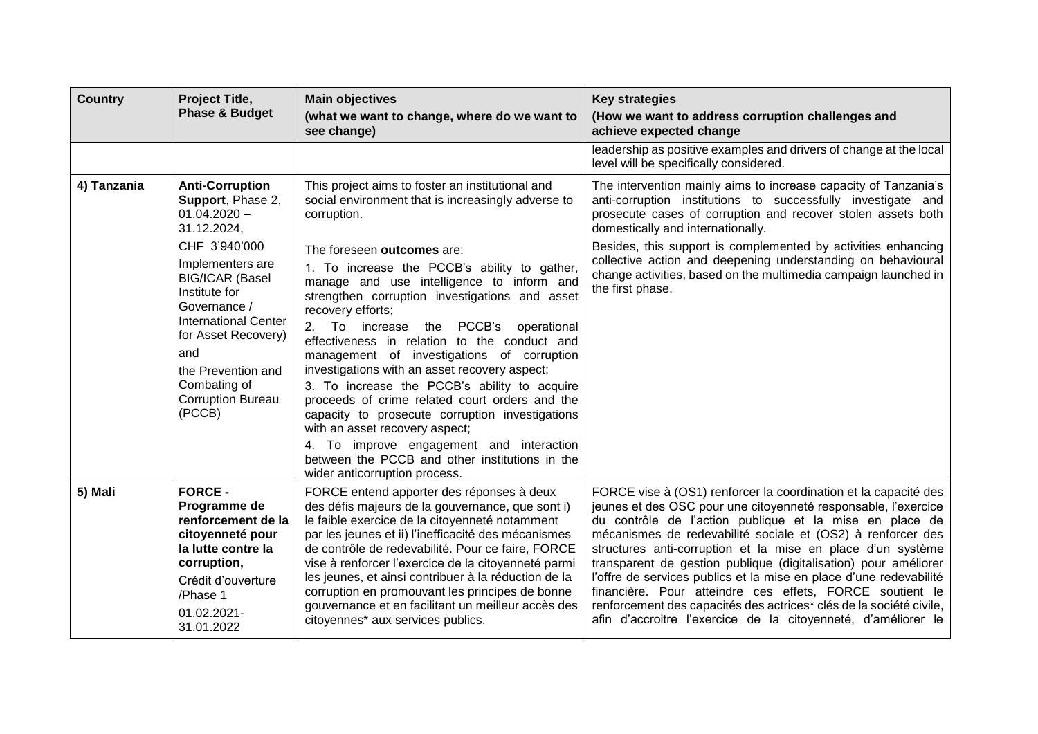| Country | Project Title, Phase & Budget | Main objectives (what we want to change, where do we want to see change) | Key strategies (How we want to address corruption challenges and achieve expected change |
|---|---|---|---|
| | | | leadership as positive examples and drivers of change at the local level will be specifically considered. |
| 4) Tanzania | **Anti-Corruption Support**, Phase 2, 01.04.2020 – 31.12.2024, CHF 3'940'000 Implementers are BIG/ICAR (Basel Institute for Governance / International Center for Asset Recovery) and the Prevention and Combating of Corruption Bureau (PCCB) | This project aims to foster an institutional and social environment that is increasingly adverse to corruption. The foreseen **outcomes** are: 1. To increase the PCCB's ability to gather, manage and use intelligence to inform and strengthen corruption investigations and asset recovery efforts; 2. To increase the PCCB's operational effectiveness in relation to the conduct and management of investigations of corruption investigations with an asset recovery aspect; 3. To increase the PCCB's ability to acquire proceeds of crime related court orders and the capacity to prosecute corruption investigations with an asset recovery aspect; 4. To improve engagement and interaction between the PCCB and other institutions in the wider anticorruption process. | The intervention mainly aims to increase capacity of Tanzania's anti-corruption institutions to successfully investigate and prosecute cases of corruption and recover stolen assets both domestically and internationally. Besides, this support is complemented by activities enhancing collective action and deepening understanding on behavioural change activities, based on the multimedia campaign launched in the first phase. |
| 5) Mali | **FORCE - Programme de renforcement de la citoyenneté pour la lutte contre la corruption,** Crédit d'ouverture /Phase 1 01.02.2021-31.01.2022 | FORCE entend apporter des réponses à deux des défis majeurs de la gouvernance, que sont i) le faible exercice de la citoyenneté notamment par les jeunes et ii) l'inefficacité des mécanismes de contrôle de redevabilité. Pour ce faire, FORCE vise à renforcer l'exercice de la citoyenneté parmi les jeunes, et ainsi contribuer à la réduction de la corruption en promouvant les principes de bonne gouvernance et en facilitant un meilleur accès des citoyennes* aux services publics. | FORCE vise à (OS1) renforcer la coordination et la capacité des jeunes et des OSC pour une citoyenneté responsable, l'exercice du contrôle de l'action publique et la mise en place de mécanismes de redevabilité sociale et (OS2) à renforcer des structures anti-corruption et la mise en place d'un système transparent de gestion publique (digitalisation) pour améliorer l'offre de services publics et la mise en place d'une redevabilité financière. Pour atteindre ces effets, FORCE soutient le renforcement des capacités des actrices* clés de la société civile, afin d'accroitre l'exercice de la citoyenneté, d'améliorer le |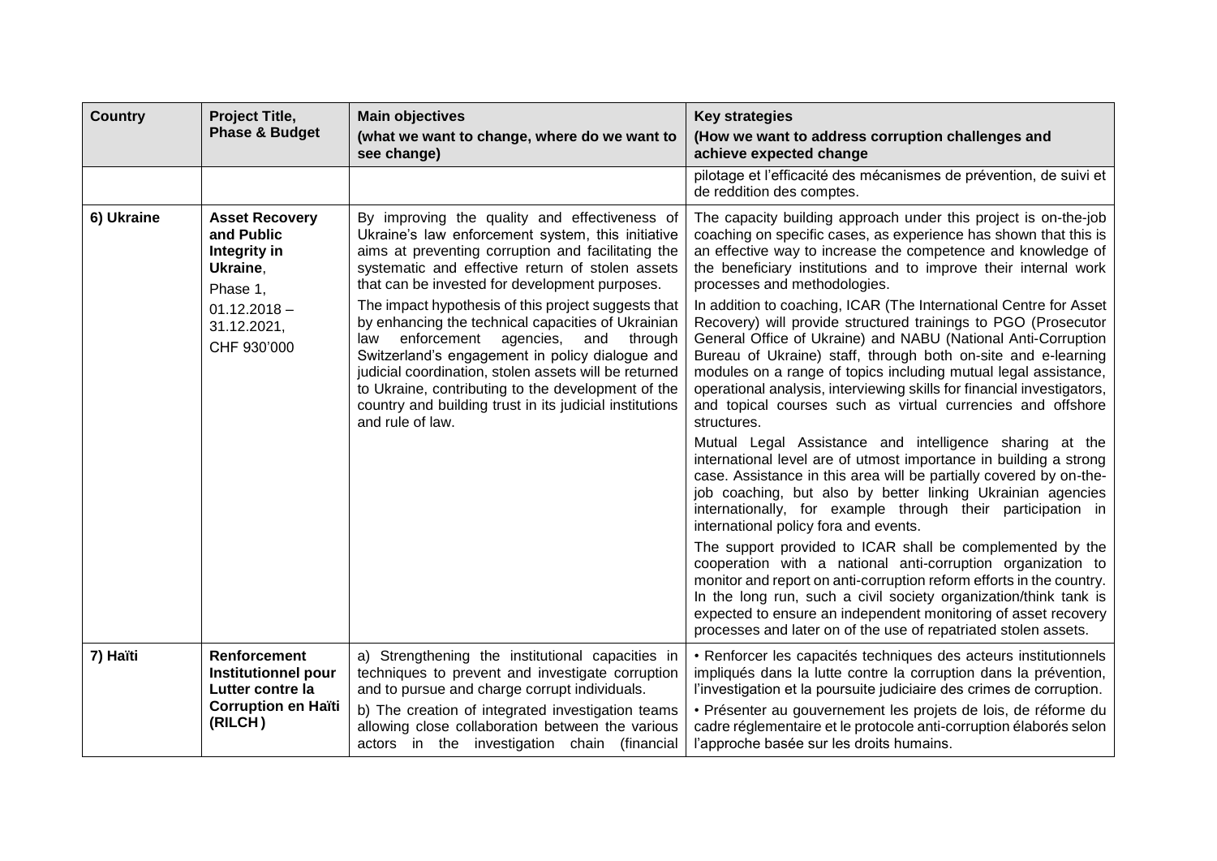| Country | Project Title, Phase & Budget | Main objectives (what we want to change, where do we want to see change) | Key strategies (How we want to address corruption challenges and achieve expected change |
|---|---|---|---|
| | | | pilotage et l'efficacité des mécanismes de prévention, de suivi et de reddition des comptes. |
| 6) Ukraine | **Asset Recovery and Public Integrity in Ukraine**, Phase 1, 01.12.2018 – 31.12.2021, CHF 930'000 | By improving the quality and effectiveness of Ukraine's law enforcement system, this initiative aims at preventing corruption and facilitating the systematic and effective return of stolen assets that can be invested for development purposes. <br><br> The impact hypothesis of this project suggests that by enhancing the technical capacities of Ukrainian law enforcement agencies, and through Switzerland's engagement in policy dialogue and judicial coordination, stolen assets will be returned to Ukraine, contributing to the development of the country and building trust in its judicial institutions and rule of law. | The capacity building approach under this project is on-the-job coaching on specific cases, as experience has shown that this is an effective way to increase the competence and knowledge of the beneficiary institutions and to improve their internal work processes and methodologies. <br><br> In addition to coaching, ICAR (The International Centre for Asset Recovery) will provide structured trainings to PGO (Prosecutor General Office of Ukraine) and NABU (National Anti-Corruption Bureau of Ukraine) staff, through both on-site and e-learning modules on a range of topics including mutual legal assistance, operational analysis, interviewing skills for financial investigators, and topical courses such as virtual currencies and offshore structures. <br><br> Mutual Legal Assistance and intelligence sharing at the international level are of utmost importance in building a strong case. Assistance in this area will be partially covered by on-the-job coaching, but also by better linking Ukrainian agencies internationally, for example through their participation in international policy fora and events. <br><br> The support provided to ICAR shall be complemented by the cooperation with a national anti-corruption organization to monitor and report on anti-corruption reform efforts in the country. In the long run, such a civil society organization/think tank is expected to ensure an independent monitoring of asset recovery processes and later on of the use of repatriated stolen assets. |
| 7) Haïti | **Renforcement Institutionnel pour Lutter contre la Corruption en Haïti (RILCH)** | a) Strengthening the institutional capacities in techniques to prevent and investigate corruption and to pursue and charge corrupt individuals. <br><br> b) The creation of integrated investigation teams allowing close collaboration between the various actors in the investigation chain (financial | • Renforcer les capacités techniques des acteurs institutionnels impliqués dans la lutte contre la corruption dans la prévention, l'investigation et la poursuite judiciaire des crimes de corruption. <br><br> • Présenter au gouvernement les projets de lois, de réforme du cadre réglementaire et le protocole anti-corruption élaborés selon l'approche basée sur les droits humains. |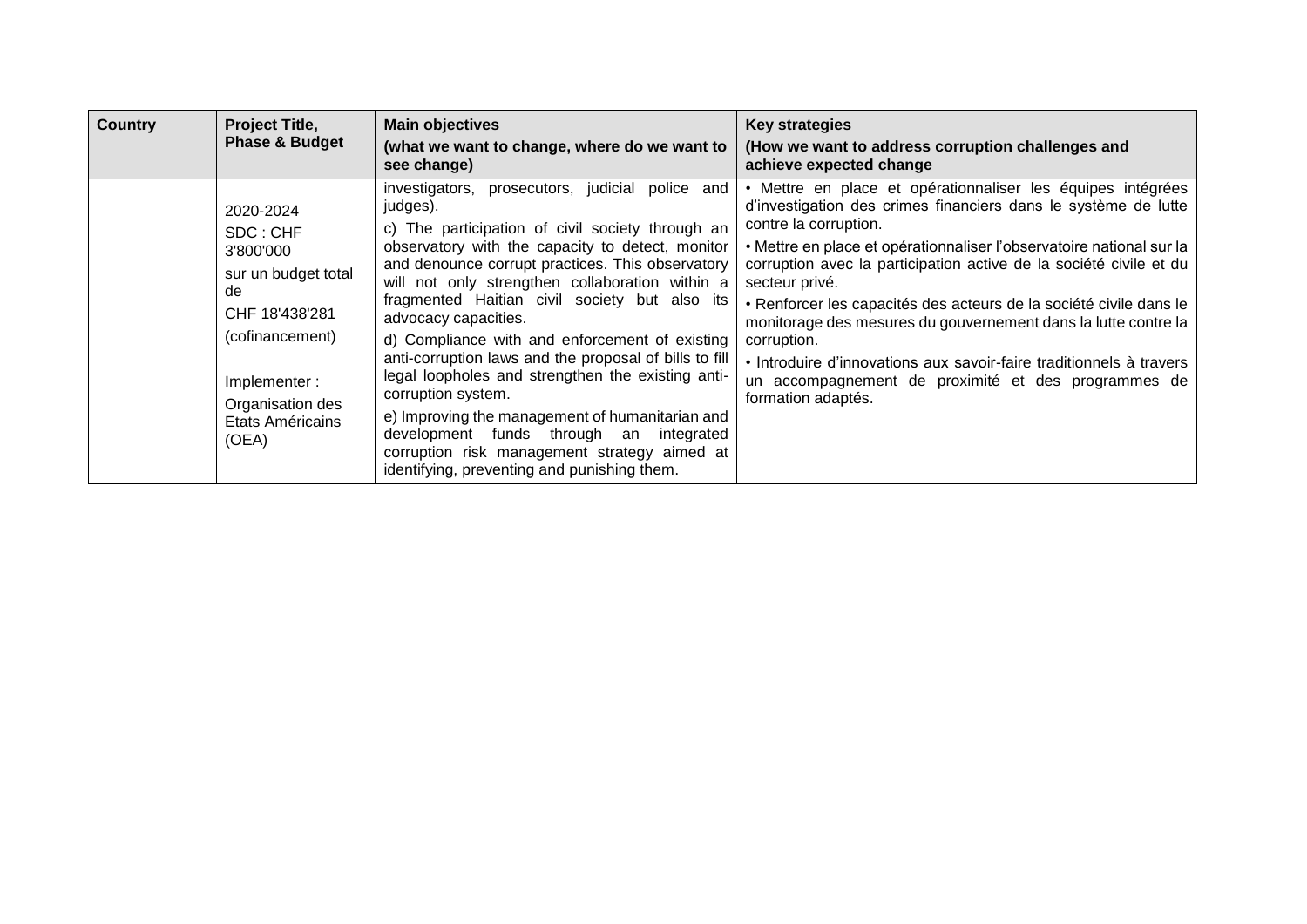| Country | Project Title, Phase & Budget | Main objectives (what we want to change, where do we want to see change) | Key strategies (How we want to address corruption challenges and achieve expected change |
|---|---|---|---|
| | 2020-2024<br>SDC : CHF 3'800'000<br>sur un budget total de<br>CHF 18'438'281<br>(cofinancement)<br><br>Implementer :<br>Organisation des Etats Américains (OEA) | investigators, prosecutors, judicial police and judges).<br>c) The participation of civil society through an observatory with the capacity to detect, monitor and denounce corrupt practices. This observatory will not only strengthen collaboration within a fragmented Haitian civil society but also its advocacy capacities.<br>d) Compliance with and enforcement of existing anti-corruption laws and the proposal of bills to fill legal loopholes and strengthen the existing anti-corruption system.<br>e) Improving the management of humanitarian and development funds through an integrated corruption risk management strategy aimed at identifying, preventing and punishing them. | • Mettre en place et opérationnaliser les équipes intégrées d'investigation des crimes financiers dans le système de lutte contre la corruption.<br>• Mettre en place et opérationnaliser l'observatoire national sur la corruption avec la participation active de la société civile et du secteur privé.<br>• Renforcer les capacités des acteurs de la société civile dans le monitorage des mesures du gouvernement dans la lutte contre la corruption.<br>• Introduire d'innovations aux savoir-faire traditionnels à travers un accompagnement de proximité et des programmes de formation adaptés. |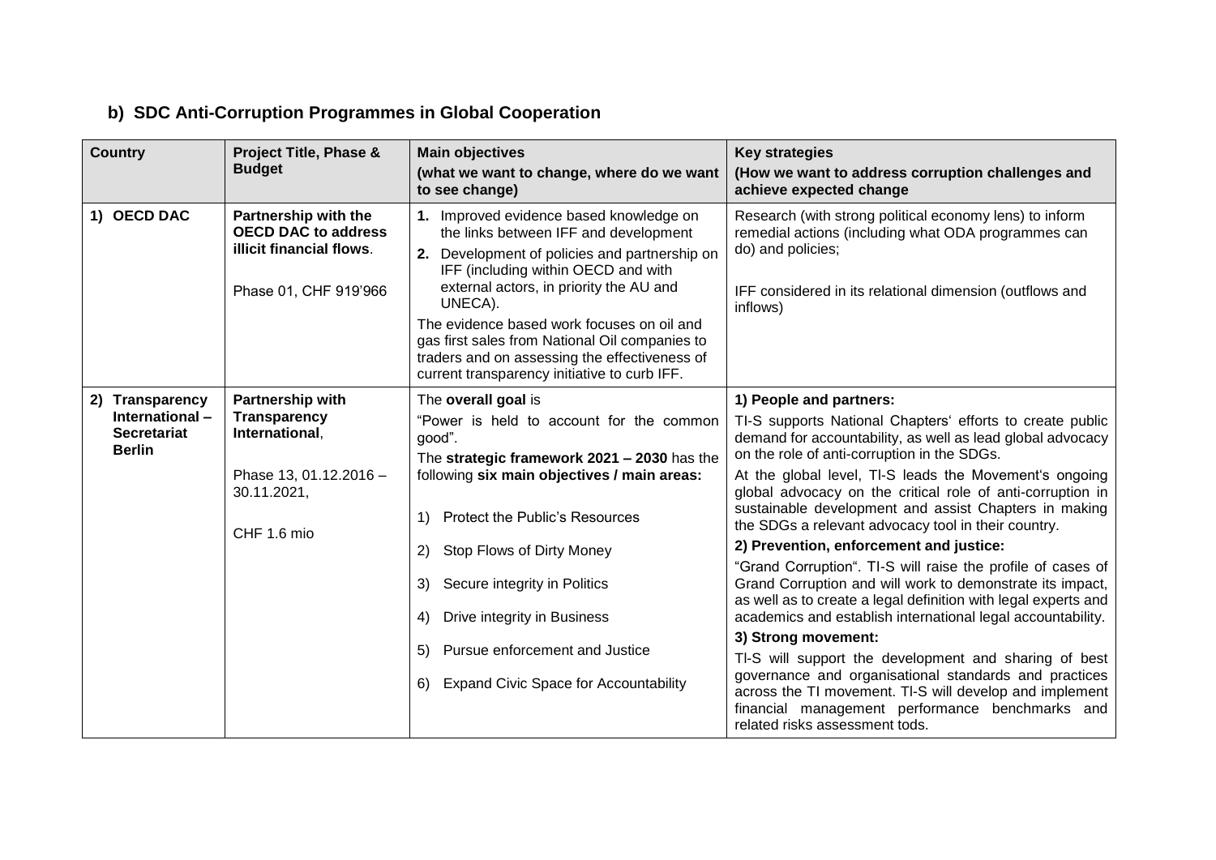## b) SDC Anti-Corruption Programmes in Global Cooperation

| Country | Project Title, Phase & Budget | Main objectives (what we want to change, where do we want to see change) | Key strategies (How we want to address corruption challenges and achieve expected change |
|---|---|---|---|
| **1) OECD DAC** | **Partnership with the OECD DAC to address illicit financial flows**.<br><br>Phase 01, CHF 919'966 | **1.** Improved evidence based knowledge on the links between IFF and development<br>**2.** Development of policies and partnership on IFF (including within OECD and with external actors, in priority the AU and UNECA).<br>The evidence based work focuses on oil and gas first sales from National Oil companies to traders and on assessing the effectiveness of current transparency initiative to curb IFF. | Research (with strong political economy lens) to inform remedial actions (including what ODA programmes can do) and policies;<br><br>IFF considered in its relational dimension (outflows and inflows) |
| **2) Transparency International – Secretariat Berlin** | **Partnership with Transparency International**,<br><br>Phase 13, 01.12.2016 – 30.11.2021,<br><br>CHF 1.6 mio | The **overall goal** is<br>"Power is held to account for the common good".<br>The **strategic framework 2021 – 2030** has the following **six main objectives / main areas:**<br>1) Protect the Public's Resources<br>2) Stop Flows of Dirty Money<br>3) Secure integrity in Politics<br>4) Drive integrity in Business<br>5) Pursue enforcement and Justice<br>6) Expand Civic Space for Accountability | **1) People and partners:**<br>TI-S supports National Chapters' efforts to create public demand for accountability, as well as lead global advocacy on the role of anti-corruption in the SDGs.<br>At the global level, TI-S leads the Movement's ongoing global advocacy on the critical role of anti-corruption in sustainable development and assist Chapters in making the SDGs a relevant advocacy tool in their country.<br>**2) Prevention, enforcement and justice:**<br>"Grand Corruption". TI-S will raise the profile of cases of Grand Corruption and will work to demonstrate its impact, as well as to create a legal definition with legal experts and academics and establish international legal accountability.<br>**3) Strong movement:**<br>TI-S will support the development and sharing of best governance and organisational standards and practices across the TI movement. TI-S will develop and implement financial management performance benchmarks and related risks assessment tods. |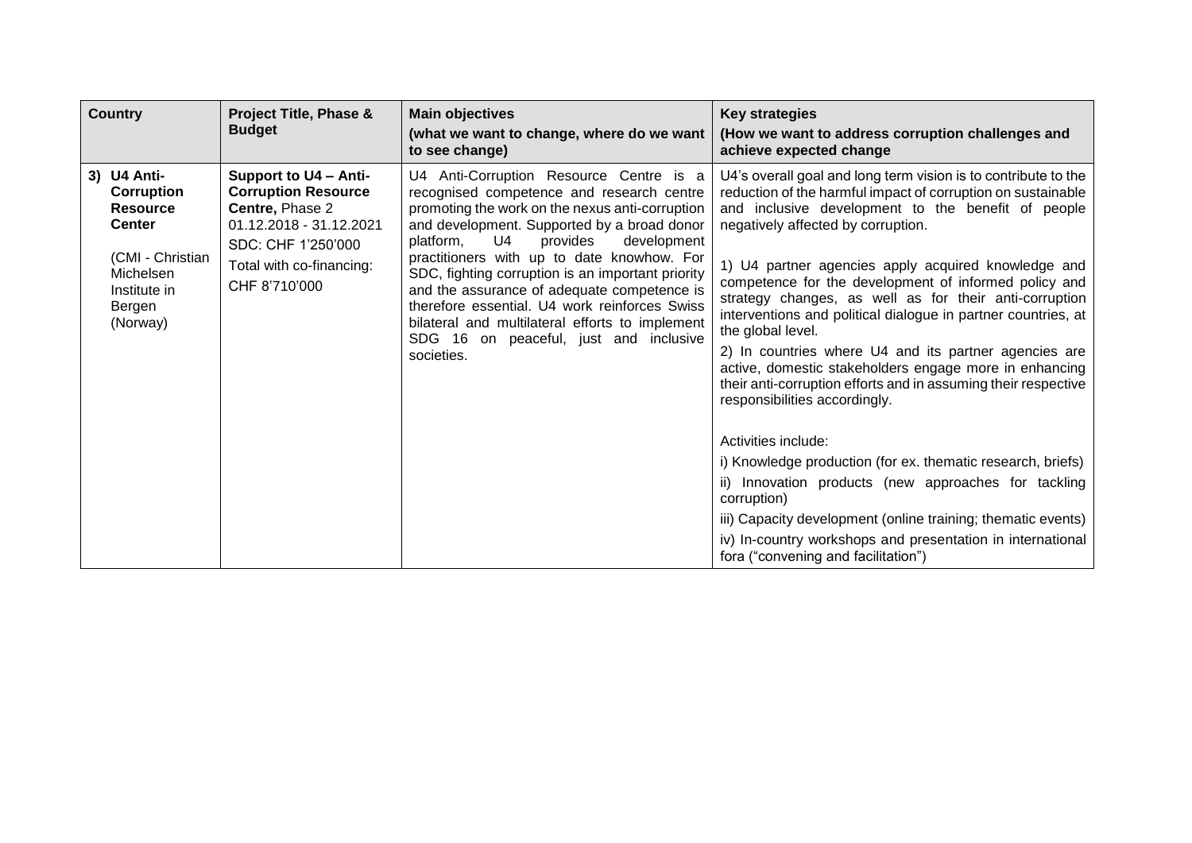| Country | Project Title, Phase & Budget | Main objectives (what we want to change, where do we want to see change) | Key strategies (How we want to address corruption challenges and achieve expected change |
|---|---|---|---|
| **3) U4 Anti-Corruption Resource Center** (CMI - Christian Michelsen Institute in Bergen (Norway) | **Support to U4 – Anti-Corruption Resource Centre,** Phase 2 01.12.2018 - 31.12.2021 SDC: CHF 1'250'000 Total with co-financing: CHF 8'710'000 | U4 Anti-Corruption Resource Centre is a recognised competence and research centre promoting the work on the nexus anti-corruption and development. Supported by a broad donor platform, U4 provides development practitioners with up to date knowhow. For SDC, fighting corruption is an important priority and the assurance of adequate competence is therefore essential. U4 work reinforces Swiss bilateral and multilateral efforts to implement SDG 16 on peaceful, just and inclusive societies. | U4's overall goal and long term vision is to contribute to the reduction of the harmful impact of corruption on sustainable and inclusive development to the benefit of people negatively affected by corruption.<br><br>1) U4 partner agencies apply acquired knowledge and competence for the development of informed policy and strategy changes, as well as for their anti-corruption interventions and political dialogue in partner countries, at the global level.<br>2) In countries where U4 and its partner agencies are active, domestic stakeholders engage more in enhancing their anti-corruption efforts and in assuming their respective responsibilities accordingly.<br><br>Activities include:<br>i) Knowledge production (for ex. thematic research, briefs)<br>ii) Innovation products (new approaches for tackling corruption)<br>iii) Capacity development (online training; thematic events)<br>iv) In-country workshops and presentation in international fora ("convening and facilitation") |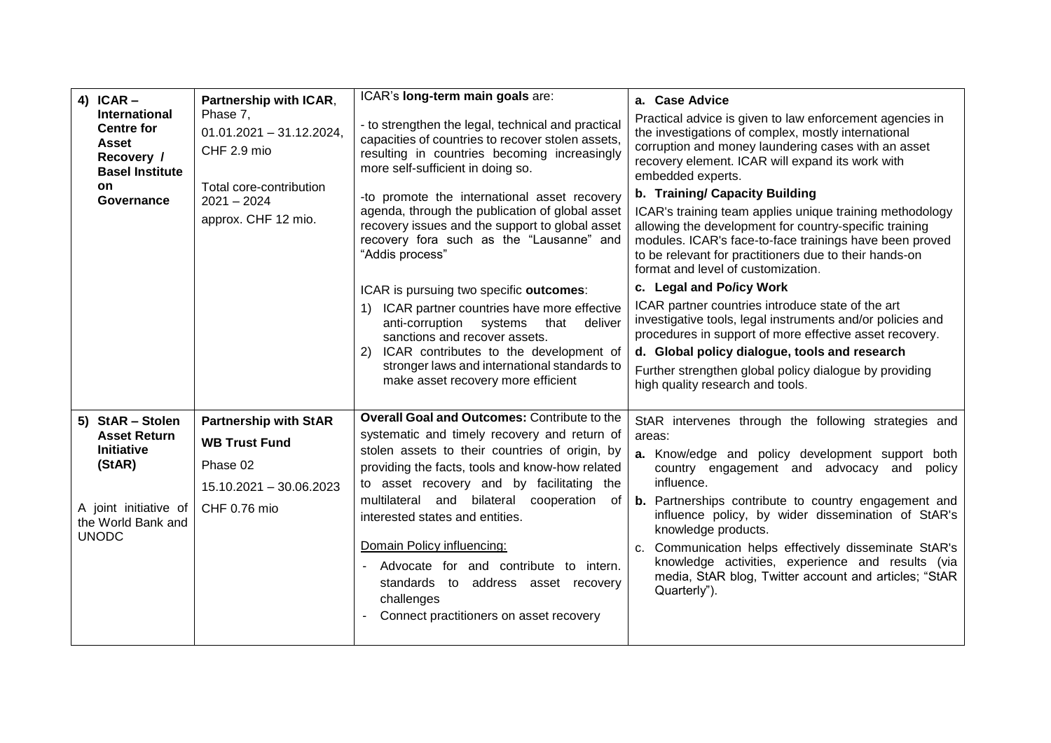| | | | |
|---|---|---|---|
| **4) ICAR – International Centre for Asset Recovery / Basel Institute on Governance** | **Partnership with ICAR**, Phase 7, 01.01.2021 – 31.12.2024, CHF 2.9 mio<br><br>Total core-contribution 2021 – 2024 approx. CHF 12 mio. | ICAR's **long-term main goals** are:<br><br>- to strengthen the legal, technical and practical capacities of countries to recover stolen assets, resulting in countries becoming increasingly more self-sufficient in doing so.<br><br>-to promote the international asset recovery agenda, through the publication of global asset recovery issues and the support to global asset recovery fora such as the "Lausanne" and "Addis process"<br><br>ICAR is pursuing two specific **outcomes**:<br>1) ICAR partner countries have more effective anti-corruption systems that deliver sanctions and recover assets.<br>2) ICAR contributes to the development of stronger laws and international standards to make asset recovery more efficient | **a. Case Advice**<br>Practical advice is given to law enforcement agencies in the investigations of complex, mostly international corruption and money laundering cases with an asset recovery element. ICAR will expand its work with embedded experts.<br>**b. Training/ Capacity Building**<br>ICAR's training team applies unique training methodology allowing the development for country-specific training modules. ICAR's face-to-face trainings have been proved to be relevant for practitioners due to their hands-on format and level of customization.<br>**c. Legal and Po/icy Work**<br>ICAR partner countries introduce state of the art investigative tools, legal instruments and/or policies and procedures in support of more effective asset recovery.<br>**d. Global policy dialogue, tools and research**<br>Further strengthen global policy dialogue by providing high quality research and tools. |
| **5) StAR – Stolen Asset Return Initiative (StAR)**<br><br>A joint initiative of the World Bank and UNODC | **Partnership with StAR**<br><br>**WB Trust Fund**<br><br>Phase 02<br><br>15.10.2021 – 30.06.2023<br><br>CHF 0.76 mio | **Overall Goal and Outcomes:** Contribute to the systematic and timely recovery and return of stolen assets to their countries of origin, by providing the facts, tools and know-how related to asset recovery and by facilitating the multilateral and bilateral cooperation of interested states and entities.<br><br>Domain Policy influencing:<br>- Advocate for and contribute to intern. standards to address asset recovery challenges<br>- Connect practitioners on asset recovery | StAR intervenes through the following strategies and areas:<br>**a.** Know/edge and policy development support both country engagement and advocacy and policy influence.<br>**b.** Partnerships contribute to country engagement and influence policy, by wider dissemination of StAR's knowledge products.<br>c. Communication helps effectively disseminate StAR's knowledge activities, experience and results (via media, StAR blog, Twitter account and articles; "StAR Quarterly"). |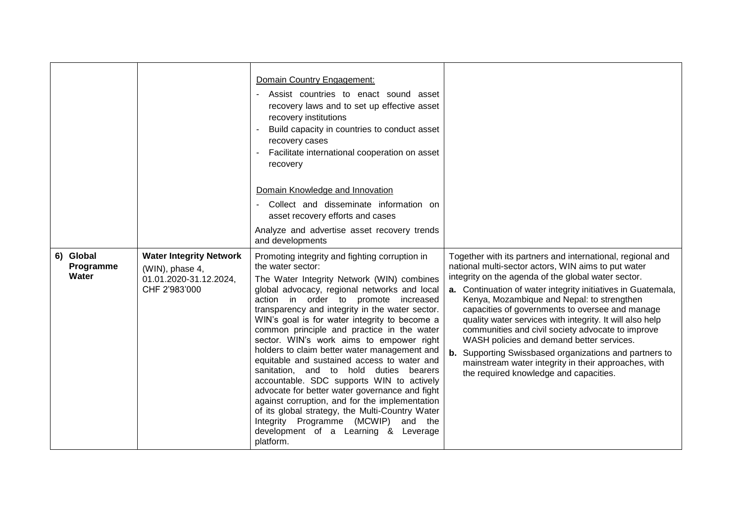| | | | |
|---|---|---|---|
| | | Domain Country Engagement:<br>- Assist countries to enact sound asset recovery laws and to set up effective asset recovery institutions<br>- Build capacity in countries to conduct asset recovery cases<br>- Facilitate international cooperation on asset recovery<br><br>Domain Knowledge and Innovation<br>- Collect and disseminate information on asset recovery efforts and cases<br>Analyze and advertise asset recovery trends and developments | |
| **6) Global Programme Water** | **Water Integrity Network** (WIN), phase 4, 01.01.2020-31.12.2024, CHF 2'983'000 | Promoting integrity and fighting corruption in the water sector:<br>The Water Integrity Network (WIN) combines global advocacy, regional networks and local action in order to promote increased transparency and integrity in the water sector. WIN's goal is for water integrity to become a common principle and practice in the water sector. WIN's work aims to empower right holders to claim better water management and equitable and sustained access to water and sanitation, and to hold duties bearers accountable. SDC supports WIN to actively advocate for better water governance and fight against corruption, and for the implementation of its global strategy, the Multi-Country Water Integrity Programme (MCWIP) and the development of a Learning & Leverage platform. | Together with its partners and international, regional and national multi-sector actors, WIN aims to put water integrity on the agenda of the global water sector.<br>**a.** Continuation of water integrity initiatives in Guatemala, Kenya, Mozambique and Nepal: to strengthen capacities of governments to oversee and manage quality water services with integrity. It will also help communities and civil society advocate to improve WASH policies and demand better services.<br>**b.** Supporting Swissbased organizations and partners to mainstream water integrity in their approaches, with the required knowledge and capacities. |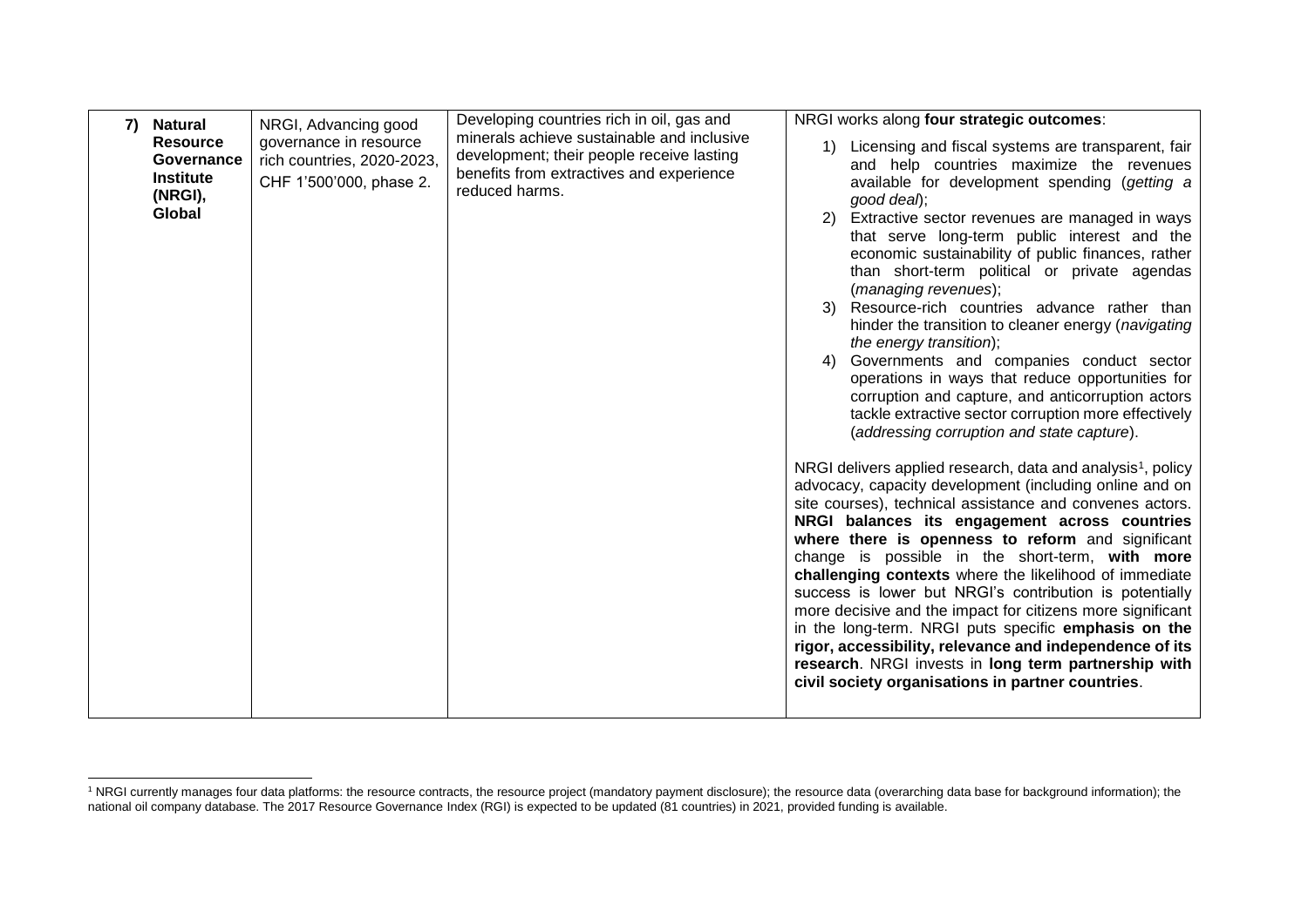| | | | |
|---|---|---|---|
| **7) Natural Resource Governance Institute (NRGI), Global** | NRGI, Advancing good governance in resource rich countries, 2020-2023, CHF 1'500'000, phase 2. | Developing countries rich in oil, gas and minerals achieve sustainable and inclusive development; their people receive lasting benefits from extractives and experience reduced harms. | NRGI works along **four strategic outcomes**:<br><br>1) Licensing and fiscal systems are transparent, fair and help countries maximize the revenues available for development spending (*getting a good deal*);<br>2) Extractive sector revenues are managed in ways that serve long-term public interest and the economic sustainability of public finances, rather than short-term political or private agendas (*managing revenues*);<br>3) Resource-rich countries advance rather than hinder the transition to cleaner energy (*navigating the energy transition*);<br>4) Governments and companies conduct sector operations in ways that reduce opportunities for corruption and capture, and anticorruption actors tackle extractive sector corruption more effectively (*addressing corruption and state capture*).<br><br>NRGI delivers applied research, data and analysis[1], policy advocacy, capacity development (including online and on site courses), technical assistance and convenes actors. **NRGI balances its engagement across countries where there is openness to reform** and significant change is possible in the short-term, **with more challenging contexts** where the likelihood of immediate success is lower but NRGI's contribution is potentially more decisive and the impact for citizens more significant in the long-term. NRGI puts specific **emphasis on the rigor, accessibility, relevance and independence of its research**. NRGI invests in **long term partnership with civil society organisations in partner countries**. |

[1] NRGI currently manages four data platforms: the resource contracts, the resource project (mandatory payment disclosure); the resource data (overarching data base for background information); the national oil company database. The 2017 Resource Governance Index (RGI) is expected to be updated (81 countries) in 2021, provided funding is available.